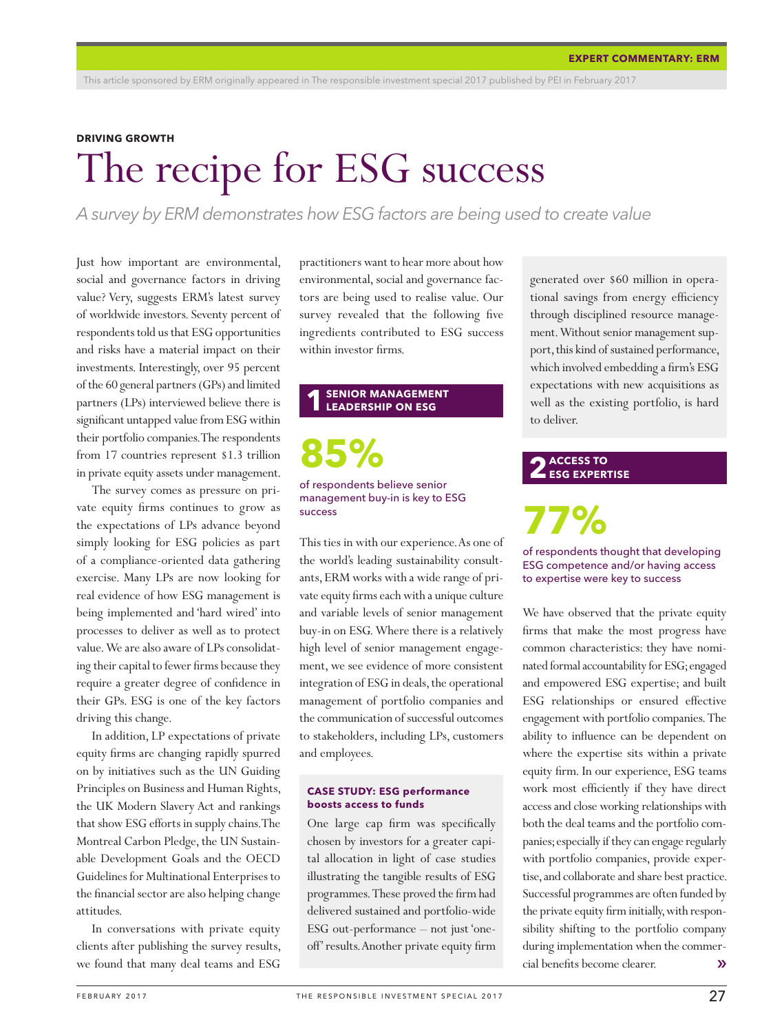EXPERT COMMENTARY: ERM

This article sponsored by ERM originally appeared in The responsible investment special 2017 published by PEI in February 2017

**DRIVING GROWTH**

# The recipe for ESG success

*A survey by ERM demonstrates how ESG factors are being used to create value*

Just how important are environmental, social and governance factors in driving value? Very, suggests ERM's latest survey of worldwide investors. Seventy percent of respondents told us that ESG opportunities and risks have a material impact on their investments. Interestingly, over 95 percent of the 60 general partners (GPs) and limited partners (LPs) interviewed believe there is significant untapped value from ESG within their portfolio companies. The respondents from 17 countries represent $1.3 trillion in private equity assets under management.

The survey comes as pressure on private equity firms continues to grow as the expectations of LPs advance beyond simply looking for ESG policies as part of a compliance-oriented data gathering exercise. Many LPs are now looking for real evidence of how ESG management is being implemented and 'hard wired' into processes to deliver as well as to protect value. We are also aware of LPs consolidating their capital to fewer firms because they require a greater degree of confidence in their GPs. ESG is one of the key factors driving this change.

In addition, LP expectations of private equity firms are changing rapidly spurred on by initiatives such as the UN Guiding Principles on Business and Human Rights, the UK Modern Slavery Act and rankings that show ESG efforts in supply chains. The Montreal Carbon Pledge, the UN Sustainable Development Goals and the OECD Guidelines for Multinational Enterprises to the financial sector are also helping change attitudes.

In conversations with private equity clients after publishing the survey results, we found that many deal teams and ESG practitioners want to hear more about how environmental, social and governance factors are being used to realise value. Our survey revealed that the following five ingredients contributed to ESG success within investor firms.

## 1 SENIOR MANAGEMENT LEADERSHIP ON ESG

**85%**

of respondents believe senior management buy-in is key to ESG success

This ties in with our experience. As one of the world's leading sustainability consultants, ERM works with a wide range of private equity firms each with a unique culture and variable levels of senior management buy-in on ESG. Where there is a relatively high level of senior management engagement, we see evidence of more consistent integration of ESG in deals, the operational management of portfolio companies and the communication of successful outcomes to stakeholders, including LPs, customers and employees.

### CASE STUDY: ESG performance boosts access to funds

One large cap firm was specifically chosen by investors for a greater capital allocation in light of case studies illustrating the tangible results of ESG programmes. These proved the firm had delivered sustained and portfolio-wide ESG out-performance – not just 'one-off' results. Another private equity firm generated over $60 million in operational savings from energy efficiency through disciplined resource management. Without senior management support, this kind of sustained performance, which involved embedding a firm's ESG expectations with new acquisitions as well as the existing portfolio, is hard to deliver.

## 2 ACCESS TO ESG EXPERTISE

**77%**

of respondents thought that developing ESG competence and/or having access to expertise were key to success

We have observed that the private equity firms that make the most progress have common characteristics: they have nominated formal accountability for ESG; engaged and empowered ESG expertise; and built ESG relationships or ensured effective engagement with portfolio companies. The ability to influence can be dependent on where the expertise sits within a private equity firm. In our experience, ESG teams work most efficiently if they have direct access and close working relationships with both the deal teams and the portfolio companies; especially if they can engage regularly with portfolio companies, provide expertise, and collaborate and share best practice. Successful programmes are often funded by the private equity firm initially, with responsibility shifting to the portfolio company during implementation when the commercial benefits become clearer.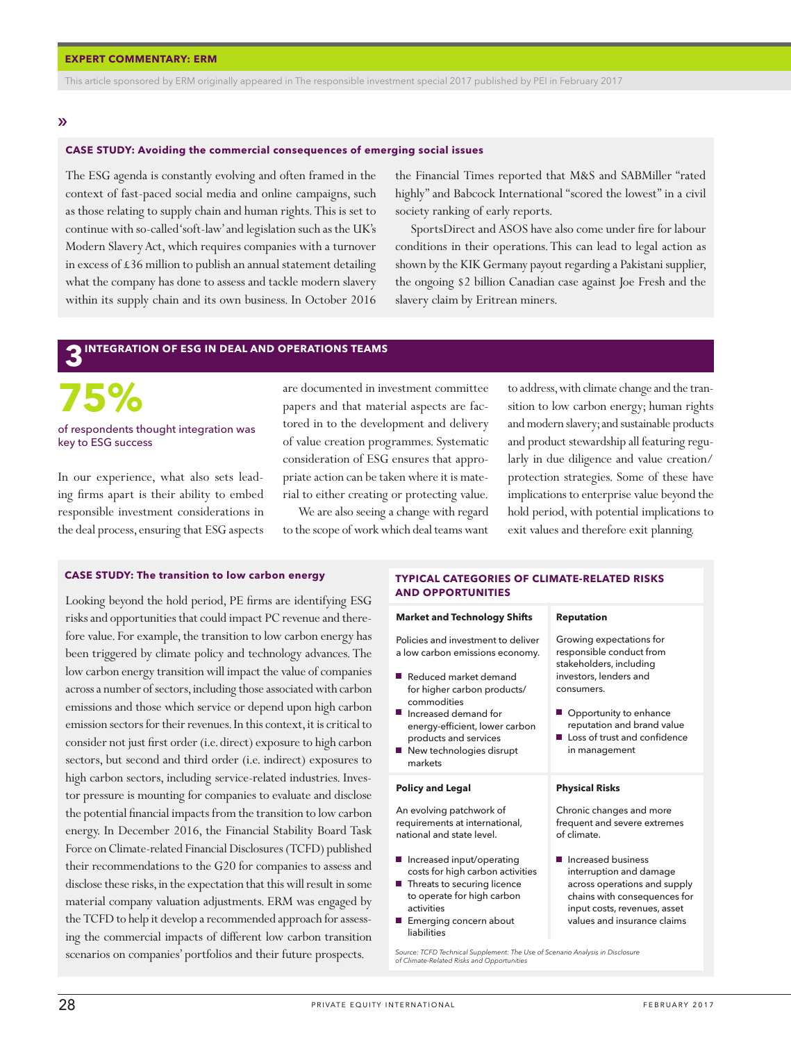**EXPERT COMMENTARY: ERM**

This article sponsored by ERM originally appeared in The responsible investment special 2017 published by PEI in February 2017

»

### CASE STUDY: Avoiding the commercial consequences of emerging social issues

The ESG agenda is constantly evolving and often framed in the context of fast-paced social media and online campaigns, such as those relating to supply chain and human rights. This is set to continue with so-called 'soft-law' and legislation such as the UK's Modern Slavery Act, which requires companies with a turnover in excess of £36 million to publish an annual statement detailing what the company has done to assess and tackle modern slavery within its supply chain and its own business. In October 2016 the Financial Times reported that M&S and SABMiller "rated highly" and Babcock International "scored the lowest" in a civil society ranking of early reports.

SportsDirect and ASOS have also come under fire for labour conditions in their operations. This can lead to legal action as shown by the KIK Germany payout regarding a Pakistani supplier, the ongoing $2 billion Canadian case against Joe Fresh and the slavery claim by Eritrean miners.

## 3 INTEGRATION OF ESG IN DEAL AND OPERATIONS TEAMS

**75%**

of respondents thought integration was key to ESG success

In our experience, what also sets leading firms apart is their ability to embed responsible investment considerations in the deal process, ensuring that ESG aspects are documented in investment committee papers and that material aspects are factored in to the development and delivery of value creation programmes. Systematic consideration of ESG ensures that appropriate action can be taken where it is material to either creating or protecting value.

We are also seeing a change with regard to the scope of work which deal teams want to address, with climate change and the transition to low carbon energy; human rights and modern slavery; and sustainable products and product stewardship all featuring regularly in due diligence and value creation/protection strategies. Some of these have implications to enterprise value beyond the hold period, with potential implications to exit values and therefore exit planning.

### CASE STUDY: The transition to low carbon energy

Looking beyond the hold period, PE firms are identifying ESG risks and opportunities that could impact PC revenue and therefore value. For example, the transition to low carbon energy has been triggered by climate policy and technology advances. The low carbon energy transition will impact the value of companies across a number of sectors, including those associated with carbon emissions and those which service or depend upon high carbon emission sectors for their revenues. In this context, it is critical to consider not just first order (i.e. direct) exposure to high carbon sectors, but second and third order (i.e. indirect) exposures to high carbon sectors, including service-related industries. Investor pressure is mounting for companies to evaluate and disclose the potential financial impacts from the transition to low carbon energy. In December 2016, the Financial Stability Board Task Force on Climate-related Financial Disclosures (TCFD) published their recommendations to the G20 for companies to assess and disclose these risks, in the expectation that this will result in some material company valuation adjustments. ERM was engaged by the TCFD to help it develop a recommended approach for assessing the commercial impacts of different low carbon transition scenarios on companies' portfolios and their future prospects.

### TYPICAL CATEGORIES OF CLIMATE-RELATED RISKS AND OPPORTUNITIES

**Market and Technology Shifts**

Policies and investment to deliver a low carbon emissions economy.

- Reduced market demand for higher carbon products/commodities
- Increased demand for energy-efficient, lower carbon products and services
- New technologies disrupt markets

**Reputation**

Growing expectations for responsible conduct from stakeholders, including investors, lenders and consumers.

- Opportunity to enhance reputation and brand value
- Loss of trust and confidence in management

**Policy and Legal**

An evolving patchwork of requirements at international, national and state level.

- Increased input/operating costs for high carbon activities
- Threats to securing licence to operate for high carbon activities
- Emerging concern about liabilities

**Physical Risks**

Chronic changes and more frequent and severe extremes of climate.

- Increased business interruption and damage across operations and supply chains with consequences for input costs, revenues, asset values and insurance claims

*Source: TCFD Technical Supplement: The Use of Scenario Analysis in Disclosure of Climate-Related Risks and Opportunities*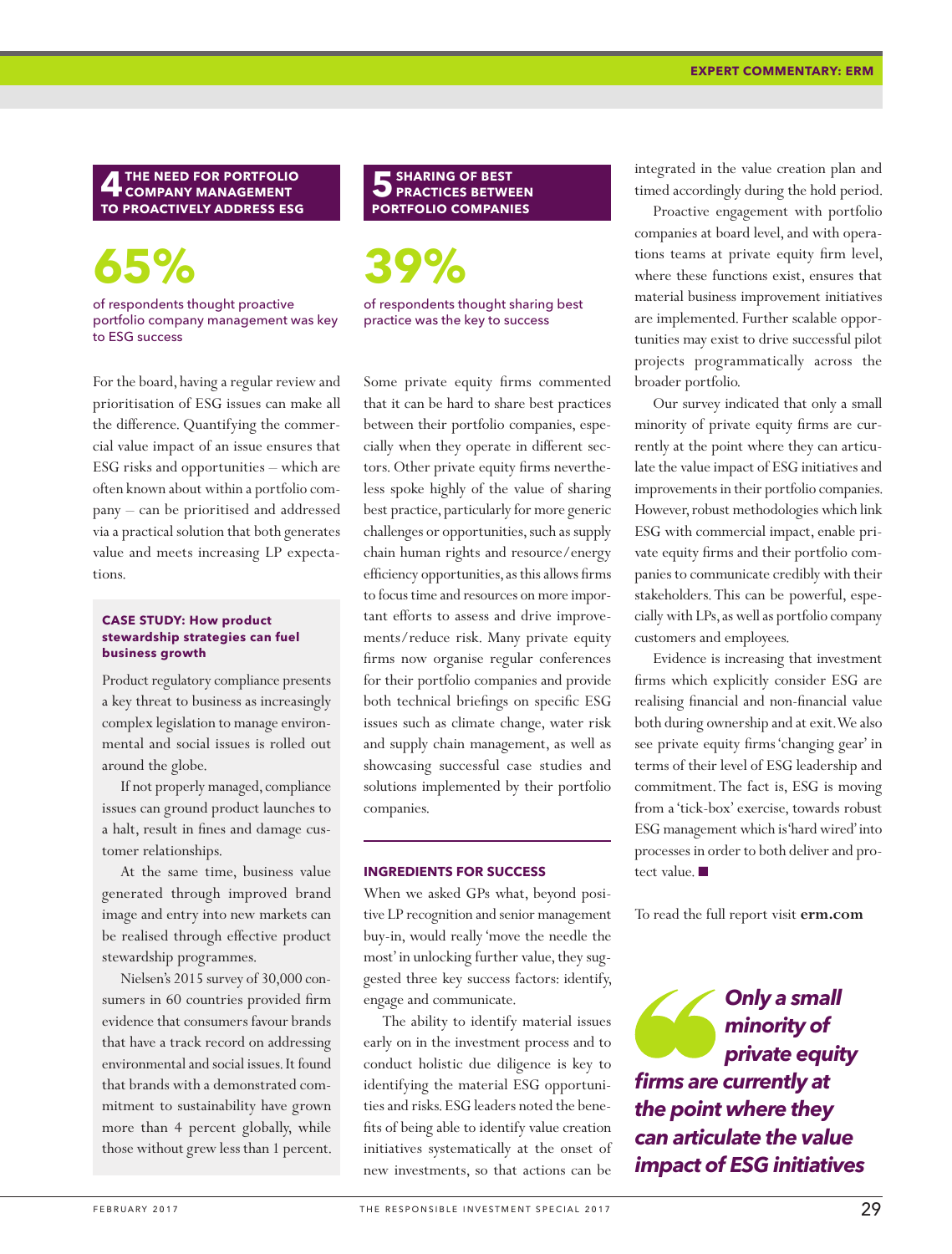## 4 THE NEED FOR PORTFOLIO COMPANY MANAGEMENT TO PROACTIVELY ADDRESS ESG

**65%**

of respondents thought proactive portfolio company management was key to ESG success

For the board, having a regular review and prioritisation of ESG issues can make all the difference. Quantifying the commercial value impact of an issue ensures that ESG risks and opportunities – which are often known about within a portfolio company – can be prioritised and addressed via a practical solution that both generates value and meets increasing LP expectations.

### CASE STUDY: How product stewardship strategies can fuel business growth

Product regulatory compliance presents a key threat to business as increasingly complex legislation to manage environmental and social issues is rolled out around the globe.

If not properly managed, compliance issues can ground product launches to a halt, result in fines and damage customer relationships.

At the same time, business value generated through improved brand image and entry into new markets can be realised through effective product stewardship programmes.

Nielsen's 2015 survey of 30,000 consumers in 60 countries provided firm evidence that consumers favour brands that have a track record on addressing environmental and social issues. It found that brands with a demonstrated commitment to sustainability have grown more than 4 percent globally, while those without grew less than 1 percent.

## 5 SHARING OF BEST PRACTICES BETWEEN PORTFOLIO COMPANIES

**39%**

of respondents thought sharing best practice was the key to success

Some private equity firms commented that it can be hard to share best practices between their portfolio companies, especially when they operate in different sectors. Other private equity firms nevertheless spoke highly of the value of sharing best practice, particularly for more generic challenges or opportunities, such as supply chain human rights and resource/energy efficiency opportunities, as this allows firms to focus time and resources on more important efforts to assess and drive improvements/reduce risk. Many private equity firms now organise regular conferences for their portfolio companies and provide both technical briefings on specific ESG issues such as climate change, water risk and supply chain management, as well as showcasing successful case studies and solutions implemented by their portfolio companies.

### INGREDIENTS FOR SUCCESS

When we asked GPs what, beyond positive LP recognition and senior management buy-in, would really 'move the needle the most' in unlocking further value, they suggested three key success factors: identify, engage and communicate.

The ability to identify material issues early on in the investment process and to conduct holistic due diligence is key to identifying the material ESG opportunities and risks. ESG leaders noted the benefits of being able to identify value creation initiatives systematically at the onset of new investments, so that actions can be integrated in the value creation plan and timed accordingly during the hold period.

Proactive engagement with portfolio companies at board level, and with operations teams at private equity firm level, where these functions exist, ensures that material business improvement initiatives are implemented. Further scalable opportunities may exist to drive successful pilot projects programmatically across the broader portfolio.

Our survey indicated that only a small minority of private equity firms are currently at the point where they can articulate the value impact of ESG initiatives and improvements in their portfolio companies. However, robust methodologies which link ESG with commercial impact, enable private equity firms and their portfolio companies to communicate credibly with their stakeholders. This can be powerful, especially with LPs, as well as portfolio company customers and employees.

Evidence is increasing that investment firms which explicitly consider ESG are realising financial and non-financial value both during ownership and at exit. We also see private equity firms 'changing gear' in terms of their level of ESG leadership and commitment. The fact is, ESG is moving from a 'tick-box' exercise, towards robust ESG management which is 'hard wired' into processes in order to both deliver and protect value. ■

To read the full report visit **erm.com**

> *Only a small minority of private equity firms are currently at the point where they can articulate the value impact of ESG initiatives*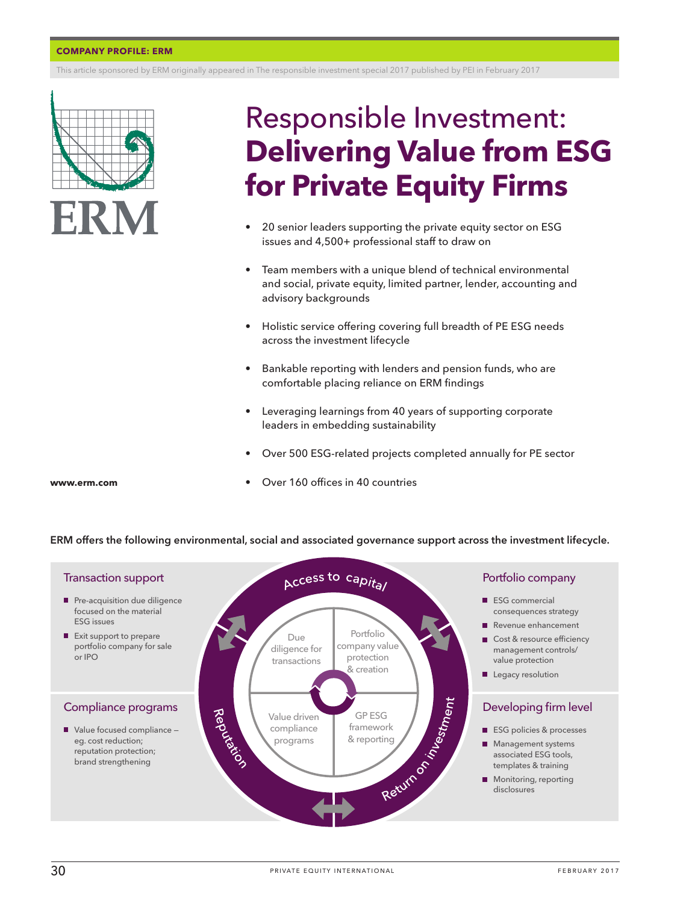**COMPANY PROFILE: ERM**

This article sponsored by ERM originally appeared in The responsible investment special 2017 published by PEI in February 2017

ERM

# Responsible Investment: **Delivering Value from ESG for Private Equity Firms**

- 20 senior leaders supporting the private equity sector on ESG issues and 4,500+ professional staff to draw on
- Team members with a unique blend of technical environmental and social, private equity, limited partner, lender, accounting and advisory backgrounds
- Holistic service offering covering full breadth of PE ESG needs across the investment lifecycle
- Bankable reporting with lenders and pension funds, who are comfortable placing reliance on ERM findings
- Leveraging learnings from 40 years of supporting corporate leaders in embedding sustainability
- Over 500 ESG-related projects completed annually for PE sector
- Over 160 offices in 40 countries

**www.erm.com**

**ERM offers the following environmental, social and associated governance support across the investment lifecycle.**

## Transaction support

- Pre-acquisition due diligence focused on the material ESG issues
- Exit support to prepare portfolio company for sale or IPO

## Compliance programs

- Value focused compliance – eg. cost reduction; reputation protection; brand strengthening

Access to capital

Reputation

Return on investment

Due diligence for transactions

Portfolio company value protection & creation

Value driven compliance programs

GP ESG framework & reporting

## Portfolio company

- ESG commercial consequences strategy
- Revenue enhancement
- Cost & resource efficiency management controls/ value protection
- Legacy resolution

## Developing firm level

- ESG policies & processes
- Management systems associated ESG tools, templates & training
- Monitoring, reporting disclosures